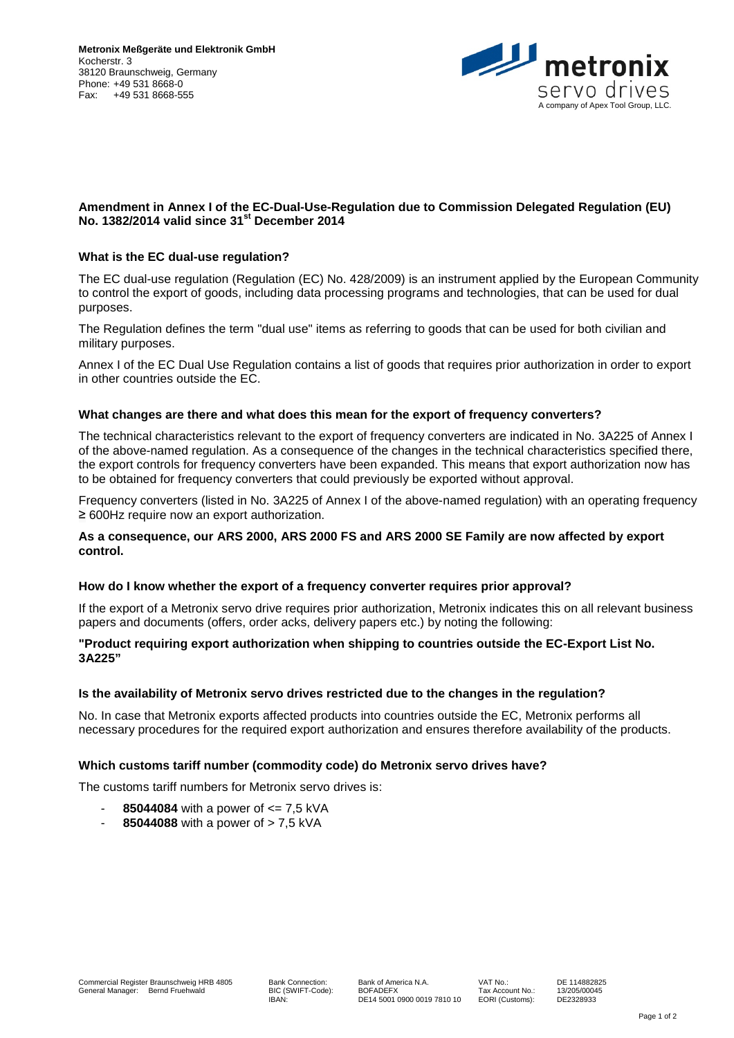**Metronix Meßgeräte und Elektronik GmbH**
Kocherstr. 3
38120 Braunschweig, Germany
Phone: +49 531 8668-0
Fax: +49 531 8668-555

metronix
servo drives
A company of Apex Tool Group, LLC.

## Amendment in Annex I of the EC-Dual-Use-Regulation due to Commission Delegated Regulation (EU) No. 1382/2014 valid since 31st December 2014

### What is the EC dual-use regulation?

The EC dual-use regulation (Regulation (EC) No. 428/2009) is an instrument applied by the European Community to control the export of goods, including data processing programs and technologies, that can be used for dual purposes.

The Regulation defines the term "dual use" items as referring to goods that can be used for both civilian and military purposes.

Annex I of the EC Dual Use Regulation contains a list of goods that requires prior authorization in order to export in other countries outside the EC.

### What changes are there and what does this mean for the export of frequency converters?

The technical characteristics relevant to the export of frequency converters are indicated in No. 3A225 of Annex I of the above-named regulation. As a consequence of the changes in the technical characteristics specified there, the export controls for frequency converters have been expanded. This means that export authorization now has to be obtained for frequency converters that could previously be exported without approval.

Frequency converters (listed in No. 3A225 of Annex I of the above-named regulation) with an operating frequency ≥ 600Hz require now an export authorization.

**As a consequence, our ARS 2000, ARS 2000 FS and ARS 2000 SE Family are now affected by export control.**

### How do I know whether the export of a frequency converter requires prior approval?

If the export of a Metronix servo drive requires prior authorization, Metronix indicates this on all relevant business papers and documents (offers, order acks, delivery papers etc.) by noting the following:

**"Product requiring export authorization when shipping to countries outside the EC-Export List No. 3A225"**

### Is the availability of Metronix servo drives restricted due to the changes in the regulation?

No. In case that Metronix exports affected products into countries outside the EC, Metronix performs all necessary procedures for the required export authorization and ensures therefore availability of the products.

### Which customs tariff number (commodity code) do Metronix servo drives have?

The customs tariff numbers for Metronix servo drives is:

- **85044084** with a power of <= 7,5 kVA
- **85044088** with a power of > 7,5 kVA

Commercial Register Braunschweig HRB 4805
General Manager: Bernd Fruehwald

Bank Connection: Bank of America N.A.
BIC (SWIFT-Code): BOFADEFX
IBAN: DE14 5001 0900 0019 7810 10

VAT No.: DE 114882825
Tax Account No.: 13/205/00045
EORI (Customs): DE2328933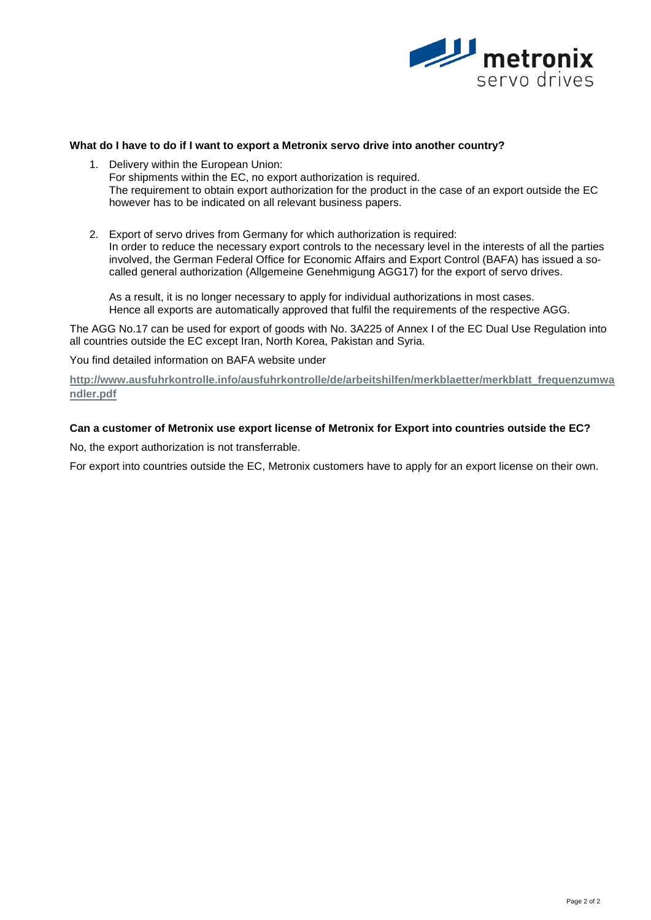**What do I have to do if I want to export a Metronix servo drive into another country?**

1. Delivery within the European Union:
   For shipments within the EC, no export authorization is required.
   The requirement to obtain export authorization for the product in the case of an export outside the EC however has to be indicated on all relevant business papers.

2. Export of servo drives from Germany for which authorization is required:
   In order to reduce the necessary export controls to the necessary level in the interests of all the parties involved, the German Federal Office for Economic Affairs and Export Control (BAFA) has issued a so-called general authorization (Allgemeine Genehmigung AGG17) for the export of servo drives.

   As a result, it is no longer necessary to apply for individual authorizations in most cases.
   Hence all exports are automatically approved that fulfil the requirements of the respective AGG.

The AGG No.17 can be used for export of goods with No. 3A225 of Annex I of the EC Dual Use Regulation into all countries outside the EC except Iran, North Korea, Pakistan and Syria.

You find detailed information on BAFA website under

**http://www.ausfuhrkontrolle.info/ausfuhrkontrolle/de/arbeitshilfen/merkblaetter/merkblatt_frequenzumwandler.pdf**

**Can a customer of Metronix use export license of Metronix for Export into countries outside the EC?**

No, the export authorization is not transferrable.

For export into countries outside the EC, Metronix customers have to apply for an export license on their own.